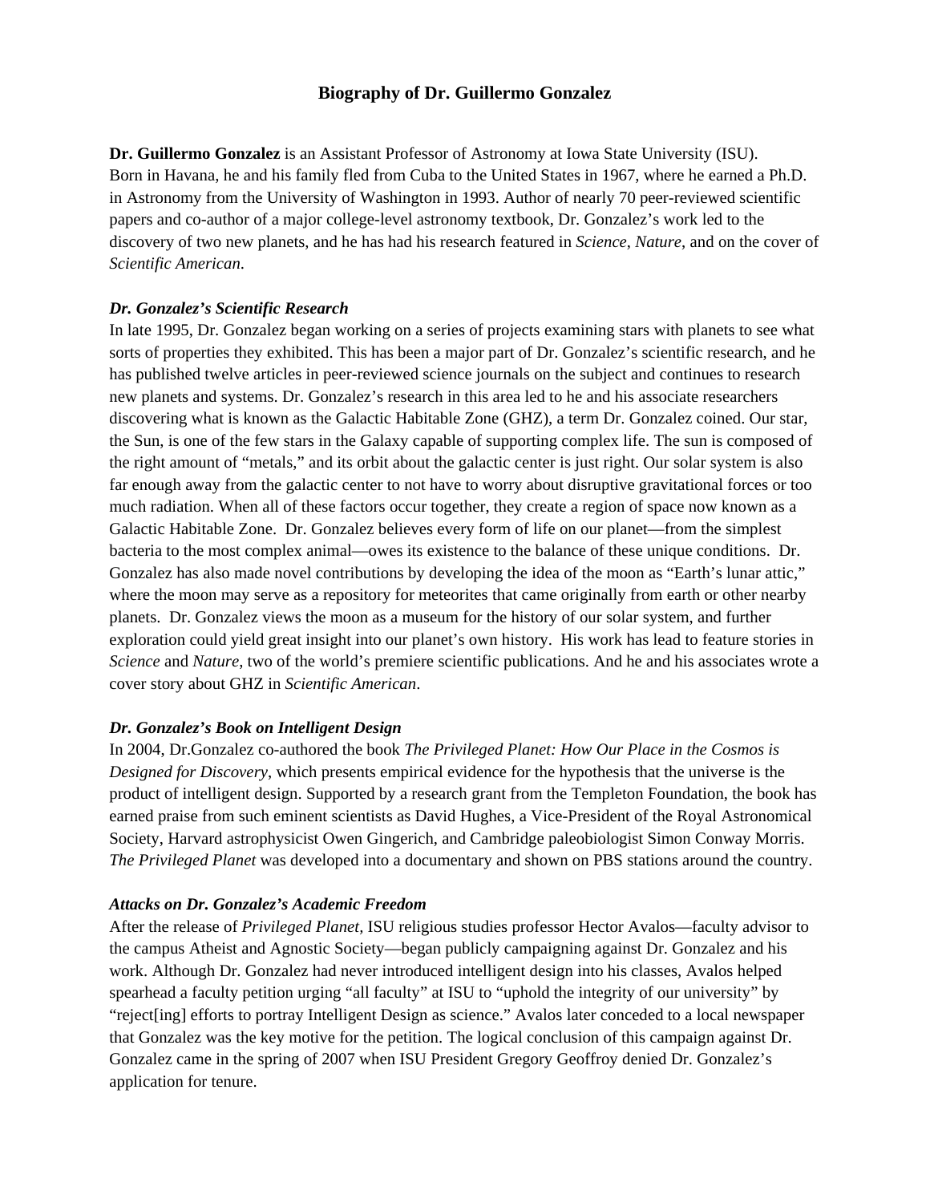# Biography of Dr. Guillermo Gonzalez

**Dr. Guillermo Gonzalez** is an Assistant Professor of Astronomy at Iowa State University (ISU). Born in Havana, he and his family fled from Cuba to the United States in 1967, where he earned a Ph.D. in Astronomy from the University of Washington in 1993. Author of nearly 70 peer-reviewed scientific papers and co-author of a major college-level astronomy textbook, Dr. Gonzalez's work led to the discovery of two new planets, and he has had his research featured in *Science*, *Nature*, and on the cover of *Scientific American*.

### *Dr. Gonzalez's Scientific Research*

In late 1995, Dr. Gonzalez began working on a series of projects examining stars with planets to see what sorts of properties they exhibited. This has been a major part of Dr. Gonzalez's scientific research, and he has published twelve articles in peer-reviewed science journals on the subject and continues to research new planets and systems. Dr. Gonzalez's research in this area led to he and his associate researchers discovering what is known as the Galactic Habitable Zone (GHZ), a term Dr. Gonzalez coined. Our star, the Sun, is one of the few stars in the Galaxy capable of supporting complex life. The sun is composed of the right amount of "metals," and its orbit about the galactic center is just right. Our solar system is also far enough away from the galactic center to not have to worry about disruptive gravitational forces or too much radiation. When all of these factors occur together, they create a region of space now known as a Galactic Habitable Zone. Dr. Gonzalez believes every form of life on our planet—from the simplest bacteria to the most complex animal—owes its existence to the balance of these unique conditions. Dr. Gonzalez has also made novel contributions by developing the idea of the moon as "Earth's lunar attic," where the moon may serve as a repository for meteorites that came originally from earth or other nearby planets. Dr. Gonzalez views the moon as a museum for the history of our solar system, and further exploration could yield great insight into our planet's own history. His work has lead to feature stories in *Science* and *Nature*, two of the world's premiere scientific publications. And he and his associates wrote a cover story about GHZ in *Scientific American*.

### *Dr. Gonzalez's Book on Intelligent Design*

In 2004, Dr.Gonzalez co-authored the book *The Privileged Planet: How Our Place in the Cosmos is Designed for Discovery*, which presents empirical evidence for the hypothesis that the universe is the product of intelligent design. Supported by a research grant from the Templeton Foundation, the book has earned praise from such eminent scientists as David Hughes, a Vice-President of the Royal Astronomical Society, Harvard astrophysicist Owen Gingerich, and Cambridge paleobiologist Simon Conway Morris. *The Privileged Planet* was developed into a documentary and shown on PBS stations around the country.

### *Attacks on Dr. Gonzalez's Academic Freedom*

After the release of *Privileged Planet*, ISU religious studies professor Hector Avalos—faculty advisor to the campus Atheist and Agnostic Society—began publicly campaigning against Dr. Gonzalez and his work. Although Dr. Gonzalez had never introduced intelligent design into his classes, Avalos helped spearhead a faculty petition urging "all faculty" at ISU to "uphold the integrity of our university" by "reject[ing] efforts to portray Intelligent Design as science." Avalos later conceded to a local newspaper that Gonzalez was the key motive for the petition. The logical conclusion of this campaign against Dr. Gonzalez came in the spring of 2007 when ISU President Gregory Geoffroy denied Dr. Gonzalez's application for tenure.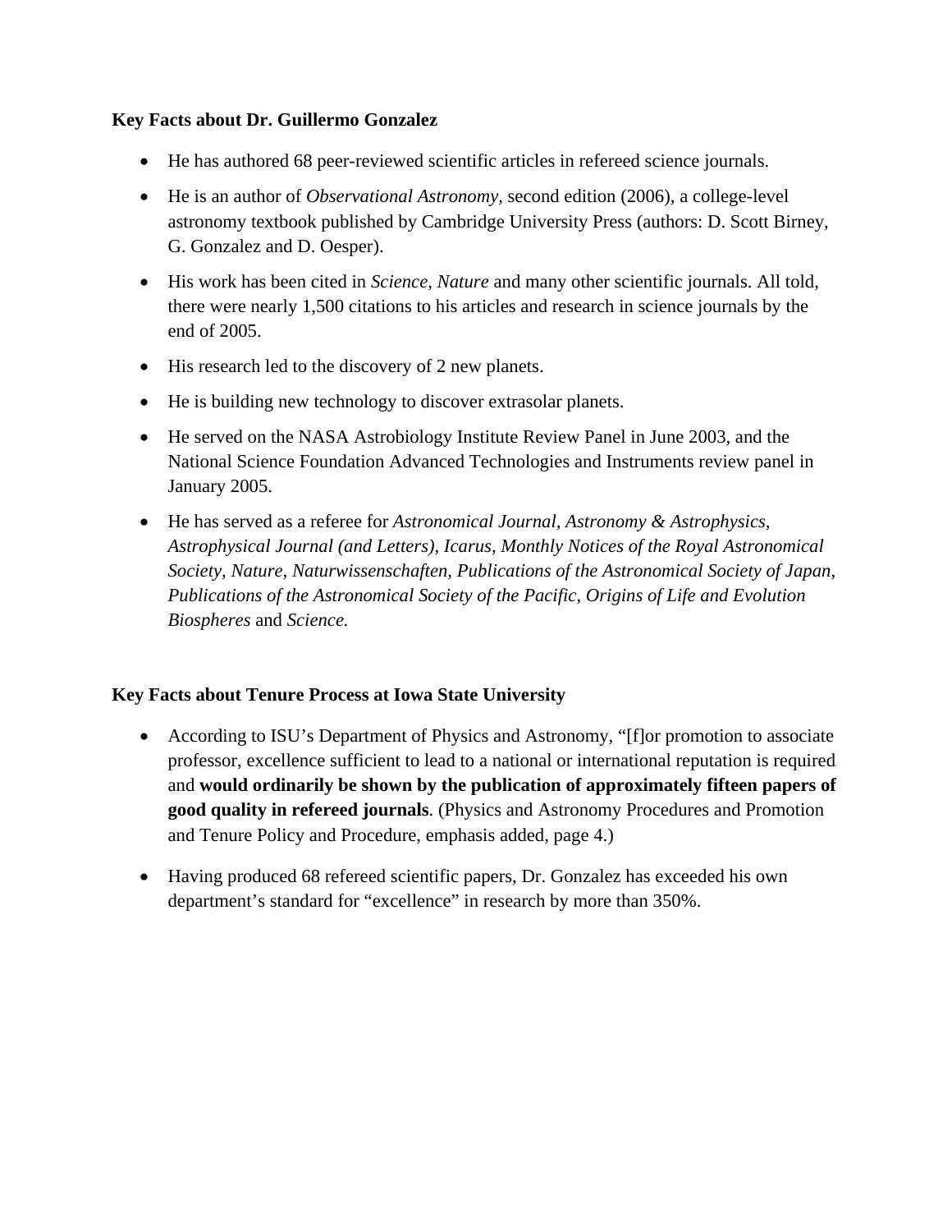**Key Facts about Dr. Guillermo Gonzalez**

- He has authored 68 peer-reviewed scientific articles in refereed science journals.
- He is an author of *Observational Astronomy*, second edition (2006), a college-level astronomy textbook published by Cambridge University Press (authors: D. Scott Birney, G. Gonzalez and D. Oesper).
- His work has been cited in *Science*, *Nature* and many other scientific journals. All told, there were nearly 1,500 citations to his articles and research in science journals by the end of 2005.
- His research led to the discovery of 2 new planets.
- He is building new technology to discover extrasolar planets.
- He served on the NASA Astrobiology Institute Review Panel in June 2003, and the National Science Foundation Advanced Technologies and Instruments review panel in January 2005.
- He has served as a referee for *Astronomical Journal, Astronomy & Astrophysics, Astrophysical Journal (and Letters), Icarus, Monthly Notices of the Royal Astronomical Society, Nature, Naturwissenschaften, Publications of the Astronomical Society of Japan, Publications of the Astronomical Society of the Pacific, Origins of Life and Evolution Biospheres* and *Science.*

**Key Facts about Tenure Process at Iowa State University**

- According to ISU's Department of Physics and Astronomy, "[f]or promotion to associate professor, excellence sufficient to lead to a national or international reputation is required and **would ordinarily be shown by the publication of approximately fifteen papers of good quality in refereed journals**. (Physics and Astronomy Procedures and Promotion and Tenure Policy and Procedure, emphasis added, page 4.)
- Having produced 68 refereed scientific papers, Dr. Gonzalez has exceeded his own department's standard for "excellence" in research by more than 350%.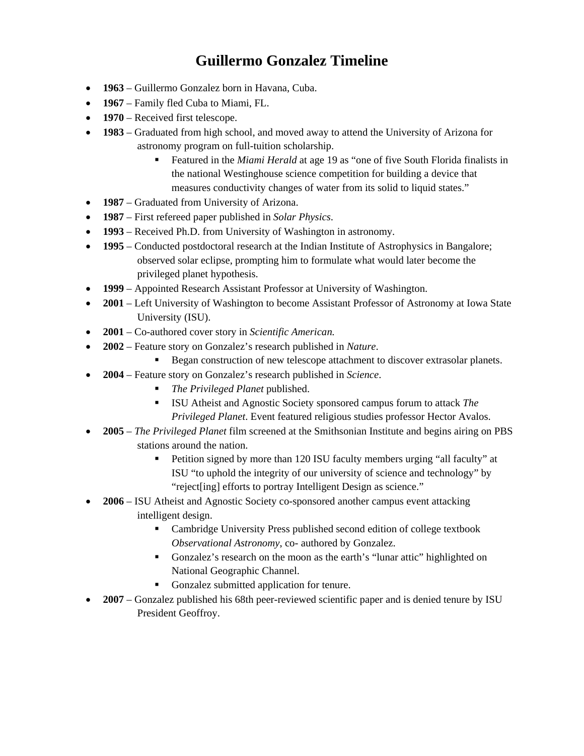# Guillermo Gonzalez Timeline

- **1963** – Guillermo Gonzalez born in Havana, Cuba.
- **1967** – Family fled Cuba to Miami, FL.
- **1970** – Received first telescope.
- **1983** – Graduated from high school, and moved away to attend the University of Arizona for astronomy program on full-tuition scholarship.
    - Featured in the *Miami Herald* at age 19 as "one of five South Florida finalists in the national Westinghouse science competition for building a device that measures conductivity changes of water from its solid to liquid states."
- **1987** – Graduated from University of Arizona.
- **1987** – First refereed paper published in *Solar Physics*.
- **1993** – Received Ph.D. from University of Washington in astronomy.
- **1995** – Conducted postdoctoral research at the Indian Institute of Astrophysics in Bangalore; observed solar eclipse, prompting him to formulate what would later become the privileged planet hypothesis.
- **1999** – Appointed Research Assistant Professor at University of Washington.
- **2001** – Left University of Washington to become Assistant Professor of Astronomy at Iowa State University (ISU).
- **2001** – Co-authored cover story in *Scientific American.*
- **2002** – Feature story on Gonzalez's research published in *Nature*.
    - Began construction of new telescope attachment to discover extrasolar planets.
- **2004** – Feature story on Gonzalez's research published in *Science*.
    - *The Privileged Planet* published.
    - ISU Atheist and Agnostic Society sponsored campus forum to attack *The Privileged Planet*. Event featured religious studies professor Hector Avalos.
- **2005** – *The Privileged Planet* film screened at the Smithsonian Institute and begins airing on PBS stations around the nation.
    - Petition signed by more than 120 ISU faculty members urging "all faculty" at ISU "to uphold the integrity of our university of science and technology" by "reject[ing] efforts to portray Intelligent Design as science."
- **2006** – ISU Atheist and Agnostic Society co-sponsored another campus event attacking intelligent design.
    - Cambridge University Press published second edition of college textbook *Observational Astronomy*, co- authored by Gonzalez.
    - Gonzalez's research on the moon as the earth's "lunar attic" highlighted on National Geographic Channel.
    - Gonzalez submitted application for tenure.
- **2007** – Gonzalez published his 68th peer-reviewed scientific paper and is denied tenure by ISU President Geoffroy.